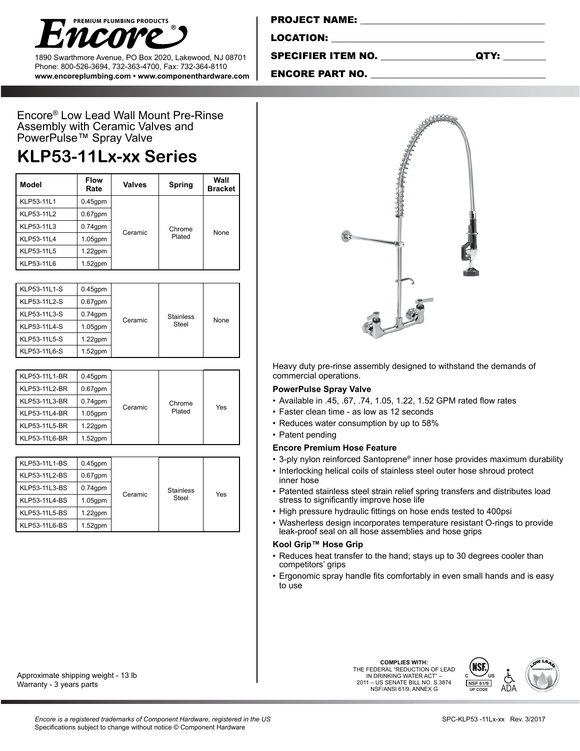**Encore® PREMIUM PLUMBING PRODUCTS**

1890 Swarthmore Avenue, PO Box 2020, Lakewood, NJ 08701
Phone: 800-526-3694, 732-363-4700, Fax: 732-364-8110
**www.encoreplumbing.com • www.componenthardware.com**

**PROJECT NAME:** ____________________

**LOCATION:** ____________________

**SPECIFIER ITEM NO.** ____________ **QTY:** ________

**ENCORE PART NO.** ____________________

Encore® Low Lead Wall Mount Pre-Rinse Assembly with Ceramic Valves and PowerPulse™ Spray Valve

# KLP53-11Lx-xx Series

| Model | Flow Rate | Valves | Spring | Wall Bracket |
|---|---|---|---|---|
| KLP53-11L1 | 0.45gpm | Ceramic | Chrome Plated | None |
| KLP53-11L2 | 0.67gpm | | | |
| KLP53-11L3 | 0.74gpm | | | |
| KLP53-11L4 | 1.05gpm | | | |
| KLP53-11L5 | 1.22gpm | | | |
| KLP53-11L6 | 1.52gpm | | | |

| Model | Flow Rate | Valves | Spring | Wall Bracket |
|---|---|---|---|---|
| KLP53-11L1-S | 0.45gpm | Ceramic | Stainless Steel | None |
| KLP53-11L2-S | 0.67gpm | | | |
| KLP53-11L3-S | 0.74gpm | | | |
| KLP53-11L4-S | 1.05gpm | | | |
| KLP53-11L5-S | 1.22gpm | | | |
| KLP53-11L6-S | 1.52gpm | | | |

| Model | Flow Rate | Valves | Spring | Wall Bracket |
|---|---|---|---|---|
| KLP53-11L1-BR | 0.45gpm | Ceramic | Chrome Plated | Yes |
| KLP53-11L2-BR | 0.67gpm | | | |
| KLP53-11L3-BR | 0.74gpm | | | |
| KLP53-11L4-BR | 1.05gpm | | | |
| KLP53-11L5-BR | 1.22gpm | | | |
| KLP53-11L6-BR | 1.52gpm | | | |

| Model | Flow Rate | Valves | Spring | Wall Bracket |
|---|---|---|---|---|
| KLP53-11L1-BS | 0.45gpm | Ceramic | Stainless Steel | Yes |
| KLP53-11L2-BS | 0.67gpm | | | |
| KLP53-11L3-BS | 0.74gpm | | | |
| KLP53-11L4-BS | 1.05gpm | | | |
| KLP53-11L5-BS | 1.22gpm | | | |
| KLP53-11L6-BS | 1.52gpm | | | |

Heavy duty pre-rinse assembly designed to withstand the demands of commercial operations.

### PowerPulse Spray Valve

- Available in .45, .67, .74, 1.05, 1.22, 1.52 GPM rated flow rates
- Faster clean time - as low as 12 seconds
- Reduces water consumption by up to 58%
- Patent pending

### Encore Premium Hose Feature

- 3-ply nylon reinforced Santoprene® inner hose provides maximum durability
- Interlocking helical coils of stainless steel outer hose shroud protect inner hose
- Patented stainless steel strain relief spring transfers and distributes load stress to significantly improve hose life
- High pressure hydraulic fittings on hose ends tested to 400psi
- Washerless design incorporates temperature resistant O-rings to provide leak-proof seal on all hose assemblies and hose grips

### Kool Grip™ Hose Grip

- Reduces heat transfer to the hand; stays up to 30 degrees cooler than competitors' grips
- Ergonomic spray handle fits comfortably in even small hands and is easy to use

Approximate shipping weight - 13 lb
Warranty - 3 years parts

**COMPLIES WITH:**
THE FEDERAL "REDUCTION OF LEAD IN DRINKING WATER ACT" – 2011 – US SENATE BILL NO. S.3874 NSF/ANSI 61/9, ANNEX G

NSF 61/9 UP CODE · ADA · LOW LEAD COMPLIANT

*Encore is a registered trademarks of Component Hardware, registered in the US*
Specifications subject to change without notice © Component Hardware

SPC-KLP53 -11Lx-xx Rev. 3/2017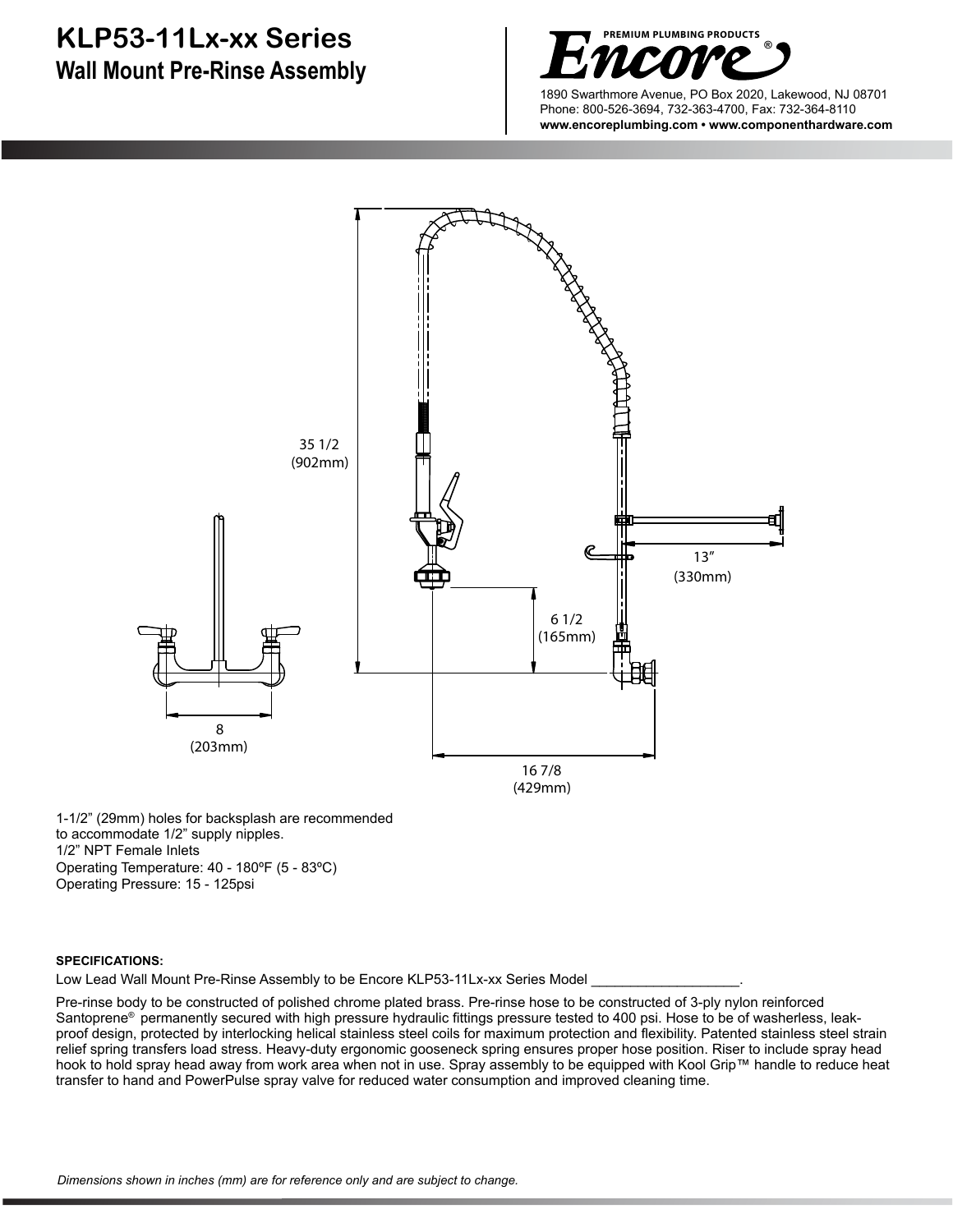# KLP53-11Lx-xx Series
## Wall Mount Pre-Rinse Assembly

PREMIUM PLUMBING PRODUCTS
Encore®

1890 Swarthmore Avenue, PO Box 2020, Lakewood, NJ 08701
Phone: 800-526-3694, 732-363-4700, Fax: 732-364-8110
**www.encoreplumbing.com • www.componenthardware.com**

35 1/2
(902mm)

13"
(330mm)

6 1/2
(165mm)

8
(203mm)

16 7/8
(429mm)

1-1/2" (29mm) holes for backsplash are recommended to accommodate 1/2" supply nipples.
1/2" NPT Female Inlets
Operating Temperature: 40 - 180ºF (5 - 83ºC)
Operating Pressure: 15 - 125psi

**SPECIFICATIONS:**

Low Lead Wall Mount Pre-Rinse Assembly to be Encore KLP53-11Lx-xx Series Model ___________________.

Pre-rinse body to be constructed of polished chrome plated brass. Pre-rinse hose to be constructed of 3-ply nylon reinforced Santoprene® permanently secured with high pressure hydraulic fittings pressure tested to 400 psi. Hose to be of washerless, leak-proof design, protected by interlocking helical stainless steel coils for maximum protection and flexibility. Patented stainless steel strain relief spring transfers load stress. Heavy-duty ergonomic gooseneck spring ensures proper hose position. Riser to include spray head hook to hold spray head away from work area when not in use. Spray assembly to be equipped with Kool Grip™ handle to reduce heat transfer to hand and PowerPulse spray valve for reduced water consumption and improved cleaning time.

*Dimensions shown in inches (mm) are for reference only and are subject to change.*